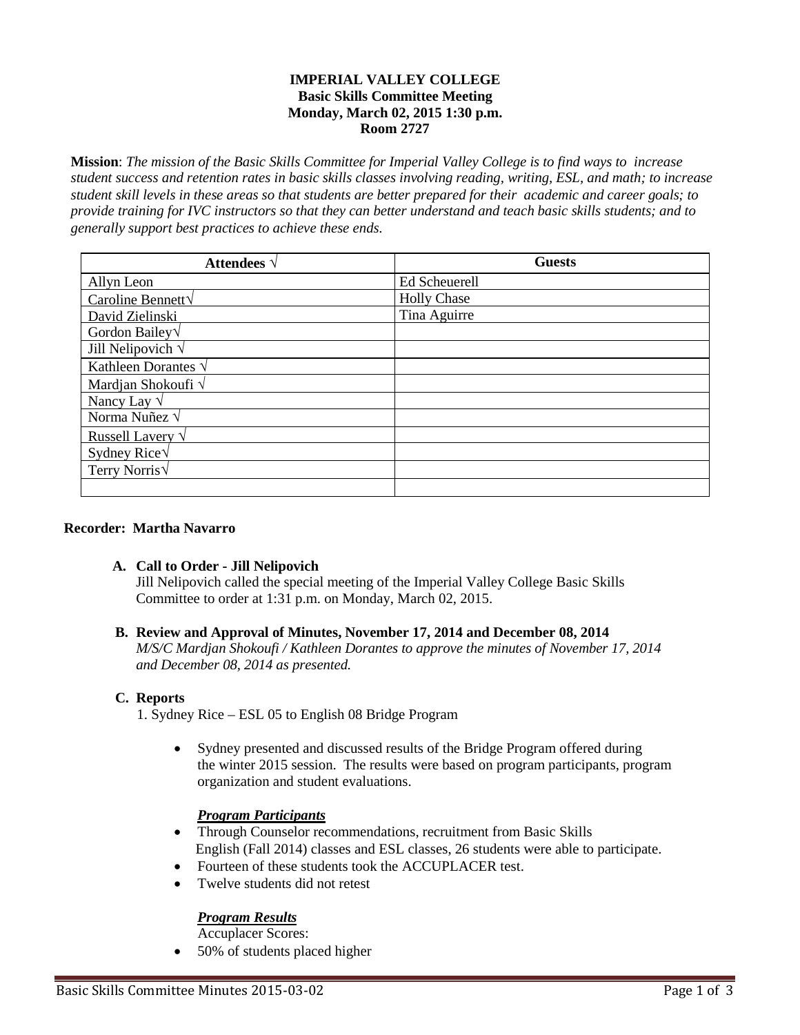# IMPERIAL VALLEY COLLEGE
## Basic Skills Committee Meeting
**Monday, March 02, 2015 1:30 p.m.**
**Room 2727**

**Mission**: *The mission of the Basic Skills Committee for Imperial Valley College is to find ways to increase student success and retention rates in basic skills classes involving reading, writing, ESL, and math; to increase student skill levels in these areas so that students are better prepared for their academic and career goals; to provide training for IVC instructors so that they can better understand and teach basic skills students; and to generally support best practices to achieve these ends.*

| Attendees √ | Guests |
|---|---|
| Allyn Leon | Ed Scheuerell |
| Caroline Bennett√ | Holly Chase |
| David Zielinski | Tina Aguirre |
| Gordon Bailey√ | |
| Jill Nelipovich √ | |
| Kathleen Dorantes √ | |
| Mardjan Shokoufi √ | |
| Nancy Lay √ | |
| Norma Nuñez √ | |
| Russell Lavery √ | |
| Sydney Rice√ | |
| Terry Norris√ | |
| | |

**Recorder: Martha Navarro**

**A. Call to Order - Jill Nelipovich**

Jill Nelipovich called the special meeting of the Imperial Valley College Basic Skills Committee to order at 1:31 p.m. on Monday, March 02, 2015.

**B. Review and Approval of Minutes, November 17, 2014 and December 08, 2014**

*M/S/C Mardjan Shokoufi / Kathleen Dorantes to approve the minutes of November 17, 2014 and December 08, 2014 as presented.*

**C. Reports**

1. Sydney Rice – ESL 05 to English 08 Bridge Program

- Sydney presented and discussed results of the Bridge Program offered during the winter 2015 session. The results were based on program participants, program organization and student evaluations.

***Program Participants***

- Through Counselor recommendations, recruitment from Basic Skills English (Fall 2014) classes and ESL classes, 26 students were able to participate.
- Fourteen of these students took the ACCUPLACER test.
- Twelve students did not retest

***Program Results***

Accuplacer Scores:

- 50% of students placed higher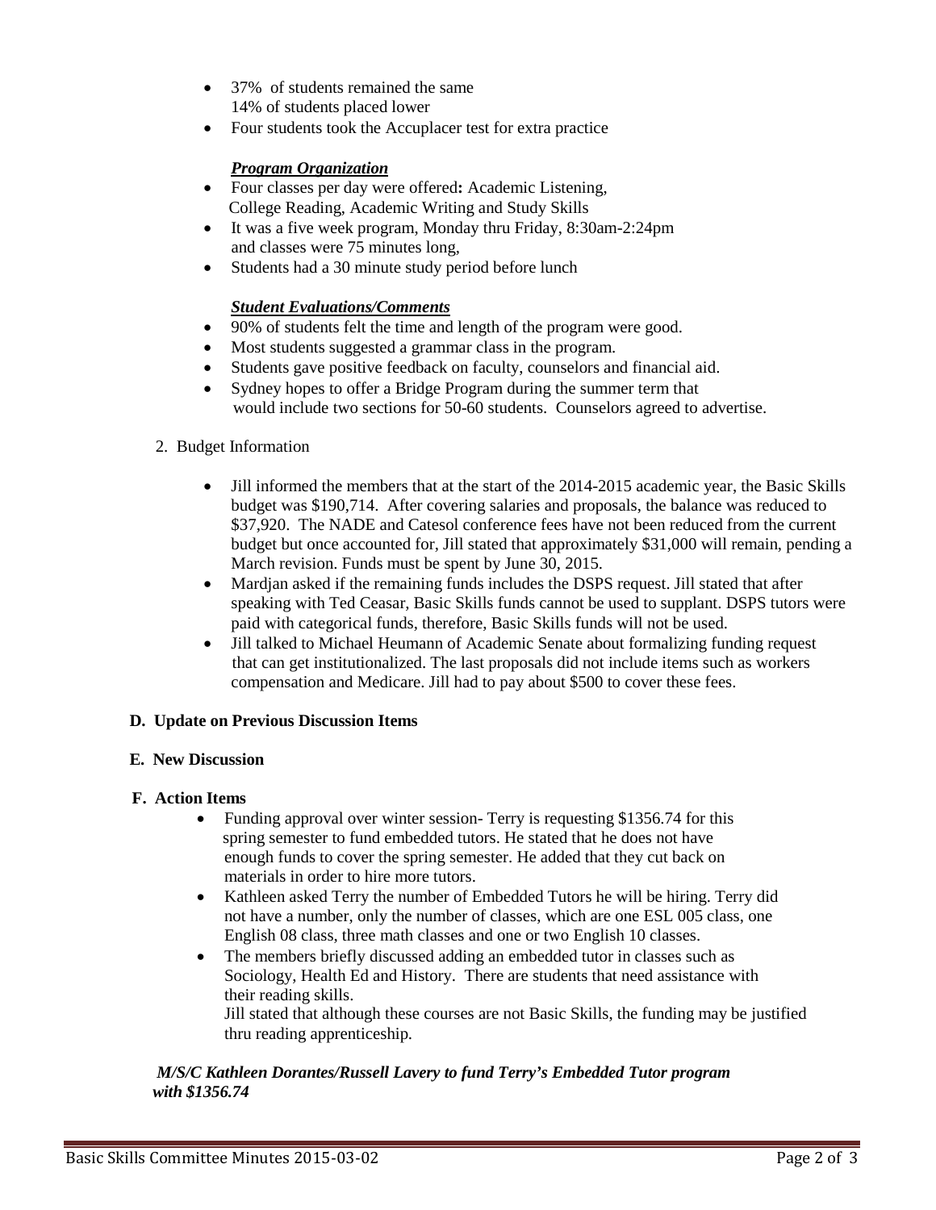- 37% of students remained the same
  14% of students placed lower
- Four students took the Accuplacer test for extra practice

***Program Organization***

- Four classes per day were offered**:** Academic Listening, College Reading, Academic Writing and Study Skills
- It was a five week program, Monday thru Friday, 8:30am-2:24pm and classes were 75 minutes long,
- Students had a 30 minute study period before lunch

***Student Evaluations/Comments***

- 90% of students felt the time and length of the program were good.
- Most students suggested a grammar class in the program.
- Students gave positive feedback on faculty, counselors and financial aid.
- Sydney hopes to offer a Bridge Program during the summer term that would include two sections for 50-60 students. Counselors agreed to advertise.

2. Budget Information

- Jill informed the members that at the start of the 2014-2015 academic year, the Basic Skills budget was $190,714. After covering salaries and proposals, the balance was reduced to $37,920. The NADE and Catesol conference fees have not been reduced from the current budget but once accounted for, Jill stated that approximately $31,000 will remain, pending a March revision. Funds must be spent by June 30, 2015.
- Mardjan asked if the remaining funds includes the DSPS request. Jill stated that after speaking with Ted Ceasar, Basic Skills funds cannot be used to supplant. DSPS tutors were paid with categorical funds, therefore, Basic Skills funds will not be used.
- Jill talked to Michael Heumann of Academic Senate about formalizing funding request that can get institutionalized. The last proposals did not include items such as workers compensation and Medicare. Jill had to pay about $500 to cover these fees.

**D. Update on Previous Discussion Items**

**E. New Discussion**

**F. Action Items**

- Funding approval over winter session- Terry is requesting $1356.74 for this spring semester to fund embedded tutors. He stated that he does not have enough funds to cover the spring semester. He added that they cut back on materials in order to hire more tutors.
- Kathleen asked Terry the number of Embedded Tutors he will be hiring. Terry did not have a number, only the number of classes, which are one ESL 005 class, one English 08 class, three math classes and one or two English 10 classes.
- The members briefly discussed adding an embedded tutor in classes such as Sociology, Health Ed and History. There are students that need assistance with their reading skills.
  Jill stated that although these courses are not Basic Skills, the funding may be justified thru reading apprenticeship.

***M/S/C Kathleen Dorantes/Russell Lavery to fund Terry's Embedded Tutor program with $1356.74***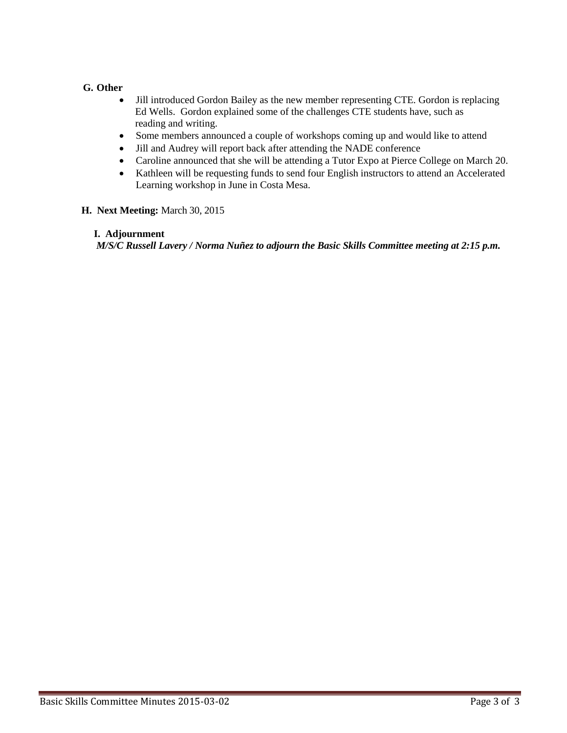**G. Other**

- Jill introduced Gordon Bailey as the new member representing CTE. Gordon is replacing Ed Wells. Gordon explained some of the challenges CTE students have, such as reading and writing.
- Some members announced a couple of workshops coming up and would like to attend
- Jill and Audrey will report back after attending the NADE conference
- Caroline announced that she will be attending a Tutor Expo at Pierce College on March 20.
- Kathleen will be requesting funds to send four English instructors to attend an Accelerated Learning workshop in June in Costa Mesa.

**H. Next Meeting:** March 30, 2015

**I. Adjournment**

***M/S/C Russell Lavery / Norma Nuñez to adjourn the Basic Skills Committee meeting at 2:15 p.m.***